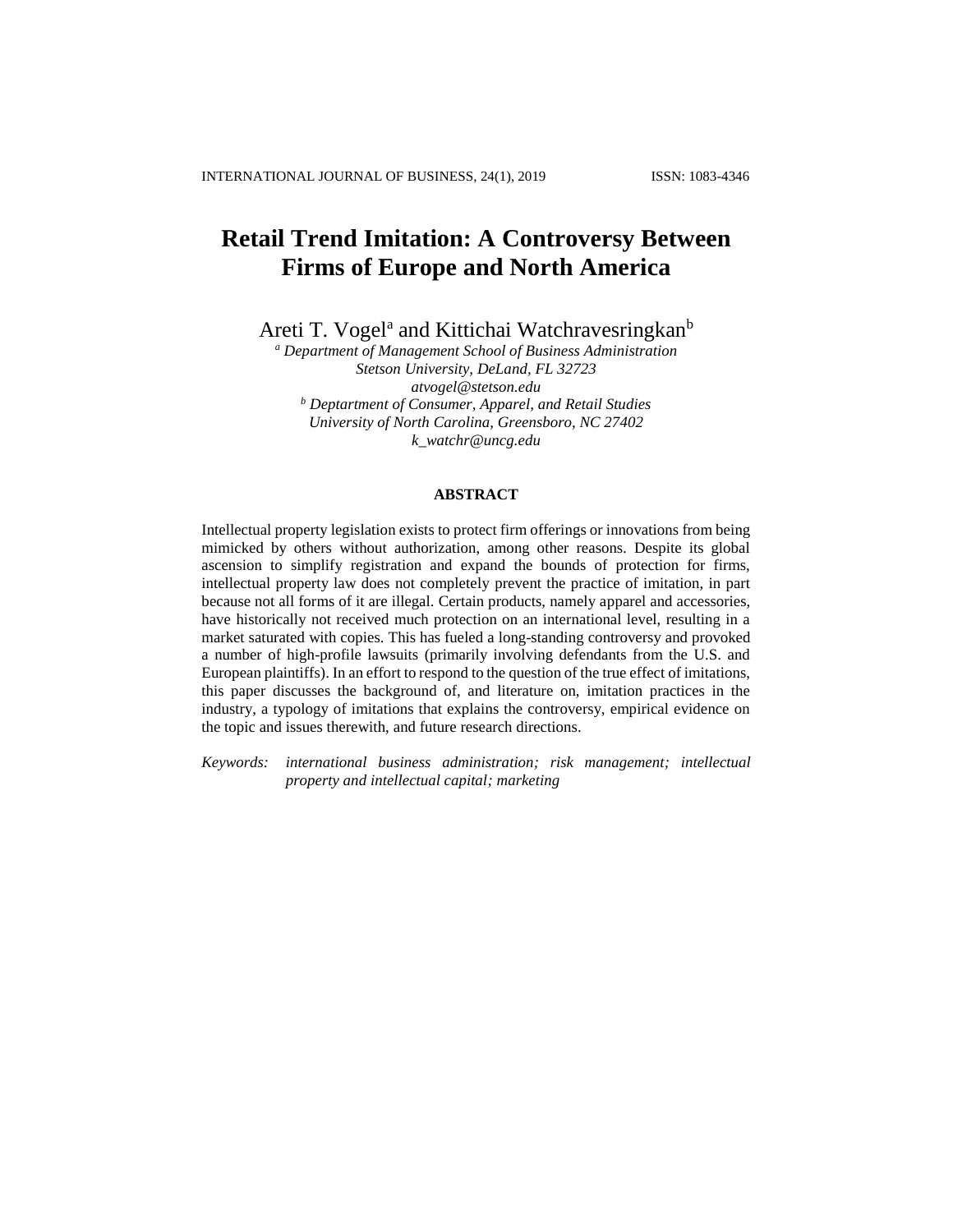# Retail Trend Imitation: A Controversy Between Firms of Europe and North America

Areti T. Vogel[a] and Kittichai Watchravesringkan[b]

*[a] Department of Management School of Business Administration*
*Stetson University, DeLand, FL 32723*
*atvogel@stetson.edu*
*[b] Deptartment of Consumer, Apparel, and Retail Studies*
*University of North Carolina, Greensboro, NC 27402*
*k_watchr@uncg.edu*

## ABSTRACT

Intellectual property legislation exists to protect firm offerings or innovations from being mimicked by others without authorization, among other reasons. Despite its global ascension to simplify registration and expand the bounds of protection for firms, intellectual property law does not completely prevent the practice of imitation, in part because not all forms of it are illegal. Certain products, namely apparel and accessories, have historically not received much protection on an international level, resulting in a market saturated with copies. This has fueled a long-standing controversy and provoked a number of high-profile lawsuits (primarily involving defendants from the U.S. and European plaintiffs). In an effort to respond to the question of the true effect of imitations, this paper discusses the background of, and literature on, imitation practices in the industry, a typology of imitations that explains the controversy, empirical evidence on the topic and issues therewith, and future research directions.

*Keywords: international business administration; risk management; intellectual property and intellectual capital; marketing*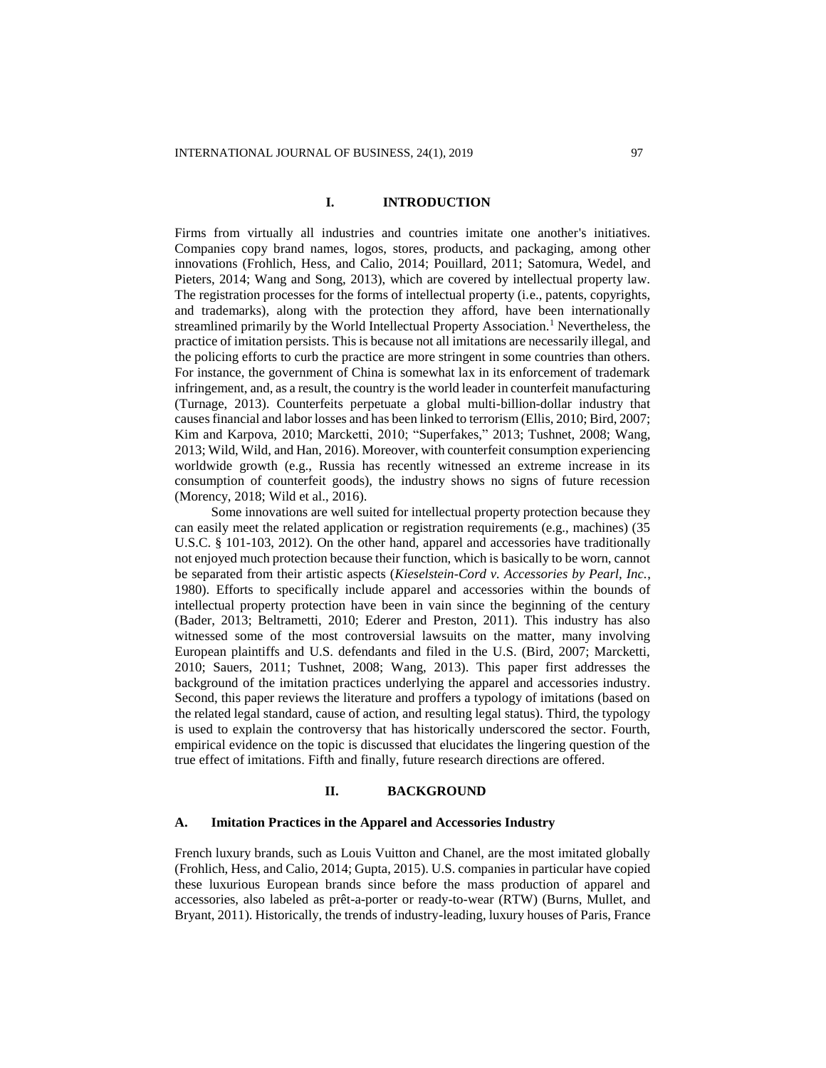## I. INTRODUCTION

Firms from virtually all industries and countries imitate one another's initiatives. Companies copy brand names, logos, stores, products, and packaging, among other innovations (Frohlich, Hess, and Calio, 2014; Pouillard, 2011; Satomura, Wedel, and Pieters, 2014; Wang and Song, 2013), which are covered by intellectual property law. The registration processes for the forms of intellectual property (i.e., patents, copyrights, and trademarks), along with the protection they afford, have been internationally streamlined primarily by the World Intellectual Property Association.[1] Nevertheless, the practice of imitation persists. This is because not all imitations are necessarily illegal, and the policing efforts to curb the practice are more stringent in some countries than others. For instance, the government of China is somewhat lax in its enforcement of trademark infringement, and, as a result, the country is the world leader in counterfeit manufacturing (Turnage, 2013). Counterfeits perpetuate a global multi-billion-dollar industry that causes financial and labor losses and has been linked to terrorism (Ellis, 2010; Bird, 2007; Kim and Karpova, 2010; Marcketti, 2010; "Superfakes," 2013; Tushnet, 2008; Wang, 2013; Wild, Wild, and Han, 2016). Moreover, with counterfeit consumption experiencing worldwide growth (e.g., Russia has recently witnessed an extreme increase in its consumption of counterfeit goods), the industry shows no signs of future recession (Morency, 2018; Wild et al., 2016).

Some innovations are well suited for intellectual property protection because they can easily meet the related application or registration requirements (e.g., machines) (35 U.S.C. § 101-103, 2012). On the other hand, apparel and accessories have traditionally not enjoyed much protection because their function, which is basically to be worn, cannot be separated from their artistic aspects (*Kieselstein-Cord v. Accessories by Pearl, Inc.*, 1980). Efforts to specifically include apparel and accessories within the bounds of intellectual property protection have been in vain since the beginning of the century (Bader, 2013; Beltrametti, 2010; Ederer and Preston, 2011). This industry has also witnessed some of the most controversial lawsuits on the matter, many involving European plaintiffs and U.S. defendants and filed in the U.S. (Bird, 2007; Marcketti, 2010; Sauers, 2011; Tushnet, 2008; Wang, 2013). This paper first addresses the background of the imitation practices underlying the apparel and accessories industry. Second, this paper reviews the literature and proffers a typology of imitations (based on the related legal standard, cause of action, and resulting legal status). Third, the typology is used to explain the controversy that has historically underscored the sector. Fourth, empirical evidence on the topic is discussed that elucidates the lingering question of the true effect of imitations. Fifth and finally, future research directions are offered.

## II. BACKGROUND

### A. Imitation Practices in the Apparel and Accessories Industry

French luxury brands, such as Louis Vuitton and Chanel, are the most imitated globally (Frohlich, Hess, and Calio, 2014; Gupta, 2015). U.S. companies in particular have copied these luxurious European brands since before the mass production of apparel and accessories, also labeled as prêt-a-porter or ready-to-wear (RTW) (Burns, Mullet, and Bryant, 2011). Historically, the trends of industry-leading, luxury houses of Paris, France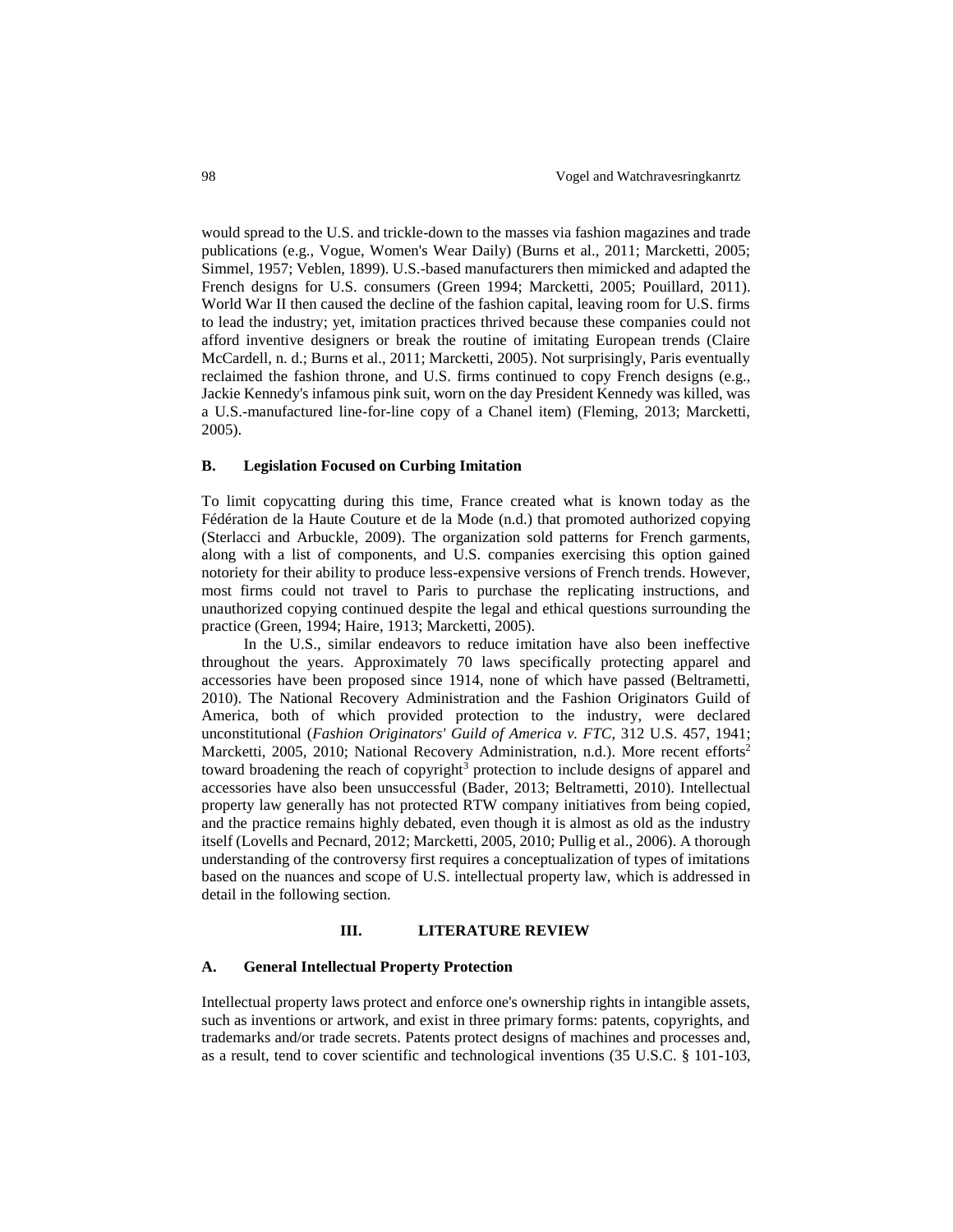would spread to the U.S. and trickle-down to the masses via fashion magazines and trade publications (e.g., Vogue, Women's Wear Daily) (Burns et al., 2011; Marcketti, 2005; Simmel, 1957; Veblen, 1899). U.S.-based manufacturers then mimicked and adapted the French designs for U.S. consumers (Green 1994; Marcketti, 2005; Pouillard, 2011). World War II then caused the decline of the fashion capital, leaving room for U.S. firms to lead the industry; yet, imitation practices thrived because these companies could not afford inventive designers or break the routine of imitating European trends (Claire McCardell, n. d.; Burns et al., 2011; Marcketti, 2005). Not surprisingly, Paris eventually reclaimed the fashion throne, and U.S. firms continued to copy French designs (e.g., Jackie Kennedy's infamous pink suit, worn on the day President Kennedy was killed, was a U.S.-manufactured line-for-line copy of a Chanel item) (Fleming, 2013; Marcketti, 2005).

### B. Legislation Focused on Curbing Imitation

To limit copycatting during this time, France created what is known today as the Fédération de la Haute Couture et de la Mode (n.d.) that promoted authorized copying (Sterlacci and Arbuckle, 2009). The organization sold patterns for French garments, along with a list of components, and U.S. companies exercising this option gained notoriety for their ability to produce less-expensive versions of French trends. However, most firms could not travel to Paris to purchase the replicating instructions, and unauthorized copying continued despite the legal and ethical questions surrounding the practice (Green, 1994; Haire, 1913; Marcketti, 2005).

In the U.S., similar endeavors to reduce imitation have also been ineffective throughout the years. Approximately 70 laws specifically protecting apparel and accessories have been proposed since 1914, none of which have passed (Beltrametti, 2010). The National Recovery Administration and the Fashion Originators Guild of America, both of which provided protection to the industry, were declared unconstitutional (*Fashion Originators' Guild of America v. FTC*, 312 U.S. 457, 1941; Marcketti, 2005, 2010; National Recovery Administration, n.d.). More recent efforts[2] toward broadening the reach of copyright[3] protection to include designs of apparel and accessories have also been unsuccessful (Bader, 2013; Beltrametti, 2010). Intellectual property law generally has not protected RTW company initiatives from being copied, and the practice remains highly debated, even though it is almost as old as the industry itself (Lovells and Pecnard, 2012; Marcketti, 2005, 2010; Pullig et al., 2006). A thorough understanding of the controversy first requires a conceptualization of types of imitations based on the nuances and scope of U.S. intellectual property law, which is addressed in detail in the following section.

## III. LITERATURE REVIEW

### A. General Intellectual Property Protection

Intellectual property laws protect and enforce one's ownership rights in intangible assets, such as inventions or artwork, and exist in three primary forms: patents, copyrights, and trademarks and/or trade secrets. Patents protect designs of machines and processes and, as a result, tend to cover scientific and technological inventions (35 U.S.C. § 101-103,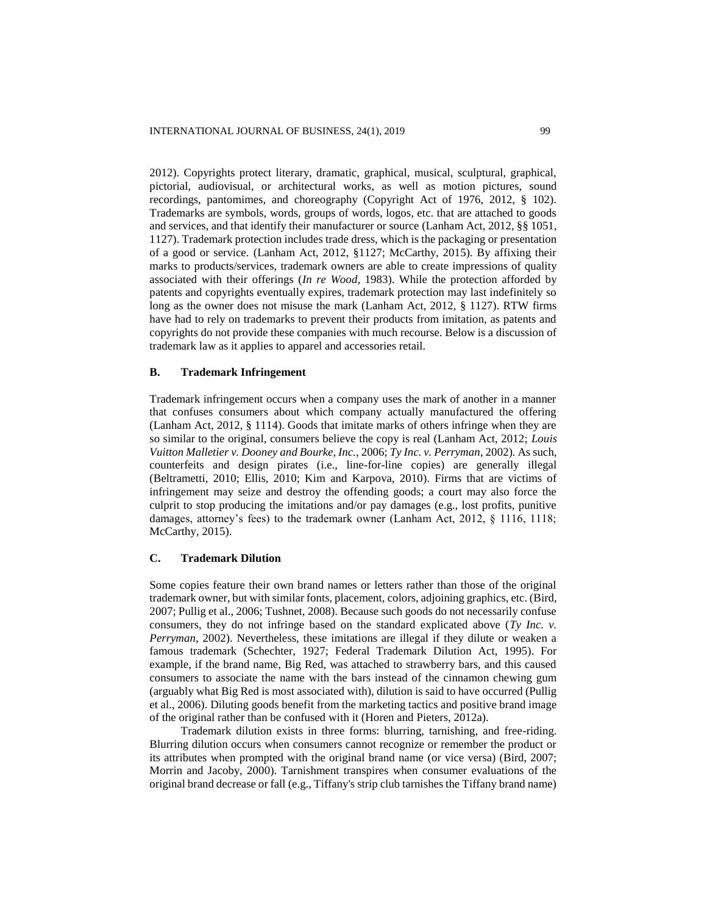2012). Copyrights protect literary, dramatic, graphical, musical, sculptural, graphical, pictorial, audiovisual, or architectural works, as well as motion pictures, sound recordings, pantomimes, and choreography (Copyright Act of 1976, 2012, § 102). Trademarks are symbols, words, groups of words, logos, etc. that are attached to goods and services, and that identify their manufacturer or source (Lanham Act, 2012, §§ 1051, 1127). Trademark protection includes trade dress, which is the packaging or presentation of a good or service. (Lanham Act, 2012, §1127; McCarthy, 2015). By affixing their marks to products/services, trademark owners are able to create impressions of quality associated with their offerings (*In re Wood*, 1983). While the protection afforded by patents and copyrights eventually expires, trademark protection may last indefinitely so long as the owner does not misuse the mark (Lanham Act, 2012, § 1127). RTW firms have had to rely on trademarks to prevent their products from imitation, as patents and copyrights do not provide these companies with much recourse. Below is a discussion of trademark law as it applies to apparel and accessories retail.

### B. Trademark Infringement

Trademark infringement occurs when a company uses the mark of another in a manner that confuses consumers about which company actually manufactured the offering (Lanham Act, 2012, § 1114). Goods that imitate marks of others infringe when they are so similar to the original, consumers believe the copy is real (Lanham Act, 2012; *Louis Vuitton Malletier v. Dooney and Bourke, Inc.*, 2006; *Ty Inc. v. Perryman*, 2002). As such, counterfeits and design pirates (i.e., line-for-line copies) are generally illegal (Beltrametti, 2010; Ellis, 2010; Kim and Karpova, 2010). Firms that are victims of infringement may seize and destroy the offending goods; a court may also force the culprit to stop producing the imitations and/or pay damages (e.g., lost profits, punitive damages, attorney's fees) to the trademark owner (Lanham Act, 2012, § 1116, 1118; McCarthy, 2015).

### C. Trademark Dilution

Some copies feature their own brand names or letters rather than those of the original trademark owner, but with similar fonts, placement, colors, adjoining graphics, etc. (Bird, 2007; Pullig et al., 2006; Tushnet, 2008). Because such goods do not necessarily confuse consumers, they do not infringe based on the standard explicated above (*Ty Inc. v. Perryman*, 2002). Nevertheless, these imitations are illegal if they dilute or weaken a famous trademark (Schechter, 1927; Federal Trademark Dilution Act, 1995). For example, if the brand name, Big Red, was attached to strawberry bars, and this caused consumers to associate the name with the bars instead of the cinnamon chewing gum (arguably what Big Red is most associated with), dilution is said to have occurred (Pullig et al., 2006). Diluting goods benefit from the marketing tactics and positive brand image of the original rather than be confused with it (Horen and Pieters, 2012a).

Trademark dilution exists in three forms: blurring, tarnishing, and free-riding. Blurring dilution occurs when consumers cannot recognize or remember the product or its attributes when prompted with the original brand name (or vice versa) (Bird, 2007; Morrin and Jacoby, 2000). Tarnishment transpires when consumer evaluations of the original brand decrease or fall (e.g., Tiffany's strip club tarnishes the Tiffany brand name)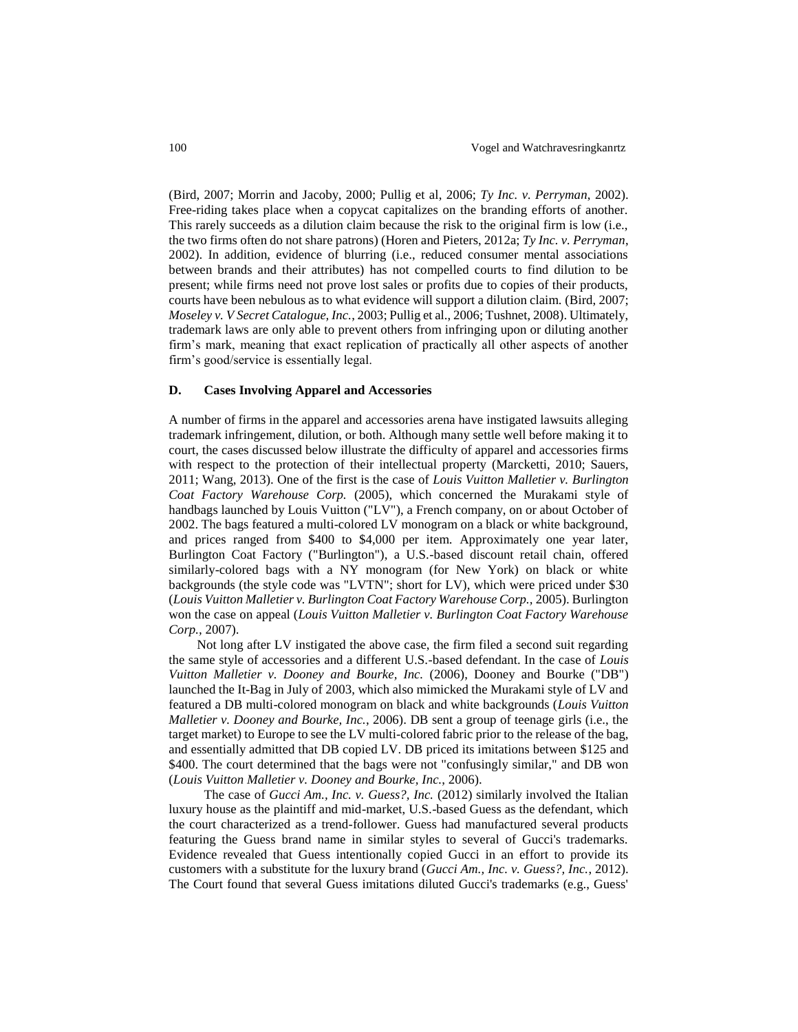(Bird, 2007; Morrin and Jacoby, 2000; Pullig et al, 2006; *Ty Inc. v. Perryman*, 2002). Free-riding takes place when a copycat capitalizes on the branding efforts of another. This rarely succeeds as a dilution claim because the risk to the original firm is low (i.e., the two firms often do not share patrons) (Horen and Pieters, 2012a; *Ty Inc. v. Perryman*, 2002). In addition, evidence of blurring (i.e., reduced consumer mental associations between brands and their attributes) has not compelled courts to find dilution to be present; while firms need not prove lost sales or profits due to copies of their products, courts have been nebulous as to what evidence will support a dilution claim. (Bird, 2007; *Moseley v. V Secret Catalogue, Inc.*, 2003; Pullig et al., 2006; Tushnet, 2008). Ultimately, trademark laws are only able to prevent others from infringing upon or diluting another firm's mark, meaning that exact replication of practically all other aspects of another firm's good/service is essentially legal.

### D. Cases Involving Apparel and Accessories

A number of firms in the apparel and accessories arena have instigated lawsuits alleging trademark infringement, dilution, or both. Although many settle well before making it to court, the cases discussed below illustrate the difficulty of apparel and accessories firms with respect to the protection of their intellectual property (Marcketti, 2010; Sauers, 2011; Wang, 2013). One of the first is the case of *Louis Vuitton Malletier v. Burlington Coat Factory Warehouse Corp.* (2005), which concerned the Murakami style of handbags launched by Louis Vuitton ("LV"), a French company, on or about October of 2002. The bags featured a multi-colored LV monogram on a black or white background, and prices ranged from $400 to $4,000 per item. Approximately one year later, Burlington Coat Factory ("Burlington"), a U.S.-based discount retail chain, offered similarly-colored bags with a NY monogram (for New York) on black or white backgrounds (the style code was "LVTN"; short for LV), which were priced under $30 (*Louis Vuitton Malletier v. Burlington Coat Factory Warehouse Corp.*, 2005). Burlington won the case on appeal (*Louis Vuitton Malletier v. Burlington Coat Factory Warehouse Corp.*, 2007).

Not long after LV instigated the above case, the firm filed a second suit regarding the same style of accessories and a different U.S.-based defendant. In the case of *Louis Vuitton Malletier v. Dooney and Bourke, Inc.* (2006), Dooney and Bourke ("DB") launched the It-Bag in July of 2003, which also mimicked the Murakami style of LV and featured a DB multi-colored monogram on black and white backgrounds (*Louis Vuitton Malletier v. Dooney and Bourke, Inc.*, 2006). DB sent a group of teenage girls (i.e., the target market) to Europe to see the LV multi-colored fabric prior to the release of the bag, and essentially admitted that DB copied LV. DB priced its imitations between $125 and $400. The court determined that the bags were not "confusingly similar," and DB won (*Louis Vuitton Malletier v. Dooney and Bourke, Inc.*, 2006).

The case of *Gucci Am., Inc. v. Guess?, Inc.* (2012) similarly involved the Italian luxury house as the plaintiff and mid-market, U.S.-based Guess as the defendant, which the court characterized as a trend-follower. Guess had manufactured several products featuring the Guess brand name in similar styles to several of Gucci's trademarks. Evidence revealed that Guess intentionally copied Gucci in an effort to provide its customers with a substitute for the luxury brand (*Gucci Am., Inc. v. Guess?, Inc.*, 2012). The Court found that several Guess imitations diluted Gucci's trademarks (e.g., Guess'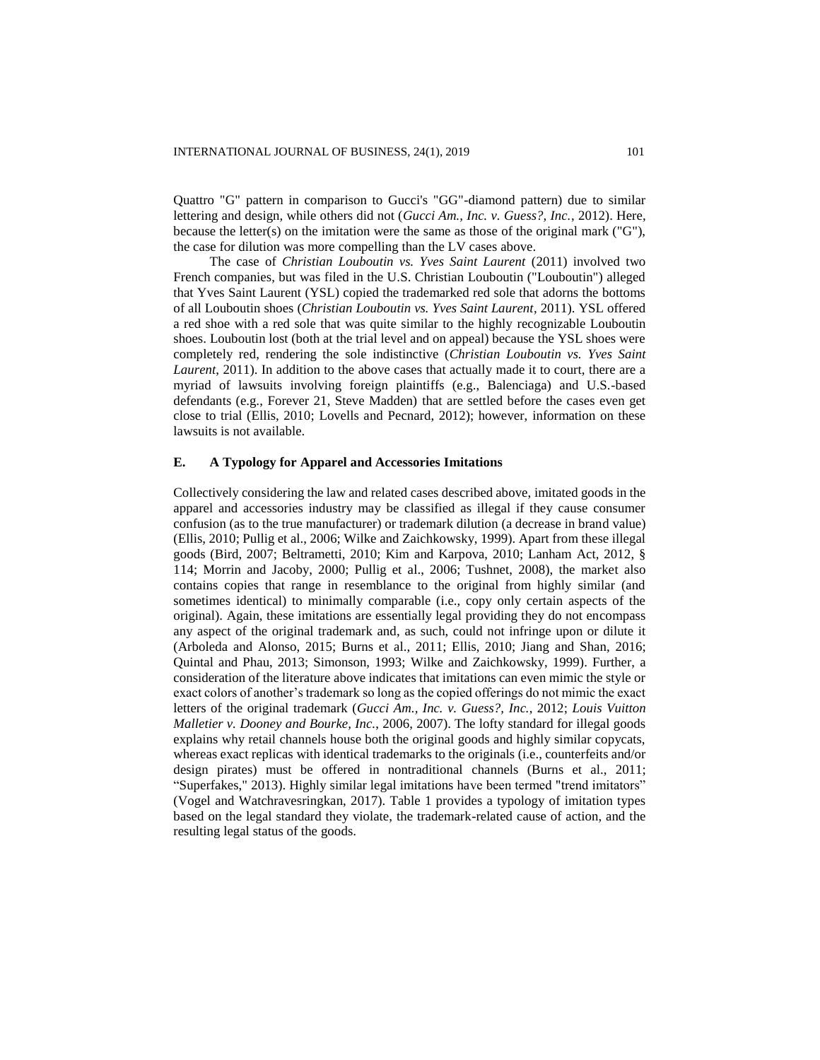Quattro "G" pattern in comparison to Gucci's "GG"-diamond pattern) due to similar lettering and design, while others did not (*Gucci Am., Inc. v. Guess?, Inc.*, 2012). Here, because the letter(s) on the imitation were the same as those of the original mark ("G"), the case for dilution was more compelling than the LV cases above.

The case of *Christian Louboutin vs. Yves Saint Laurent* (2011) involved two French companies, but was filed in the U.S. Christian Louboutin ("Louboutin") alleged that Yves Saint Laurent (YSL) copied the trademarked red sole that adorns the bottoms of all Louboutin shoes (*Christian Louboutin vs. Yves Saint Laurent*, 2011). YSL offered a red shoe with a red sole that was quite similar to the highly recognizable Louboutin shoes. Louboutin lost (both at the trial level and on appeal) because the YSL shoes were completely red, rendering the sole indistinctive (*Christian Louboutin vs. Yves Saint Laurent*, 2011). In addition to the above cases that actually made it to court, there are a myriad of lawsuits involving foreign plaintiffs (e.g., Balenciaga) and U.S.-based defendants (e.g., Forever 21, Steve Madden) that are settled before the cases even get close to trial (Ellis, 2010; Lovells and Pecnard, 2012); however, information on these lawsuits is not available.

### E. A Typology for Apparel and Accessories Imitations

Collectively considering the law and related cases described above, imitated goods in the apparel and accessories industry may be classified as illegal if they cause consumer confusion (as to the true manufacturer) or trademark dilution (a decrease in brand value) (Ellis, 2010; Pullig et al., 2006; Wilke and Zaichkowsky, 1999). Apart from these illegal goods (Bird, 2007; Beltrametti, 2010; Kim and Karpova, 2010; Lanham Act, 2012, § 114; Morrin and Jacoby, 2000; Pullig et al., 2006; Tushnet, 2008), the market also contains copies that range in resemblance to the original from highly similar (and sometimes identical) to minimally comparable (i.e., copy only certain aspects of the original). Again, these imitations are essentially legal providing they do not encompass any aspect of the original trademark and, as such, could not infringe upon or dilute it (Arboleda and Alonso, 2015; Burns et al., 2011; Ellis, 2010; Jiang and Shan, 2016; Quintal and Phau, 2013; Simonson, 1993; Wilke and Zaichkowsky, 1999). Further, a consideration of the literature above indicates that imitations can even mimic the style or exact colors of another's trademark so long as the copied offerings do not mimic the exact letters of the original trademark (*Gucci Am., Inc. v. Guess?, Inc.*, 2012; *Louis Vuitton Malletier v. Dooney and Bourke, Inc.*, 2006, 2007). The lofty standard for illegal goods explains why retail channels house both the original goods and highly similar copycats, whereas exact replicas with identical trademarks to the originals (i.e., counterfeits and/or design pirates) must be offered in nontraditional channels (Burns et al., 2011; "Superfakes," 2013). Highly similar legal imitations have been termed "trend imitators" (Vogel and Watchravesringkan, 2017). Table 1 provides a typology of imitation types based on the legal standard they violate, the trademark-related cause of action, and the resulting legal status of the goods.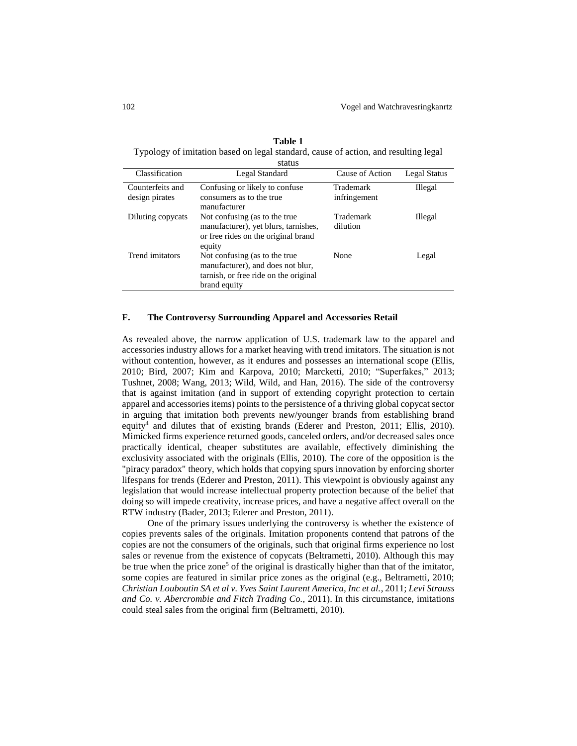**Table 1**

Typology of imitation based on legal standard, cause of action, and resulting legal status

| Classification | Legal Standard | Cause of Action | Legal Status |
| --- | --- | --- | --- |
| Counterfeits and design pirates | Confusing or likely to confuse consumers as to the true manufacturer | Trademark infringement | Illegal |
| Diluting copycats | Not confusing (as to the true manufacturer), yet blurs, tarnishes, or free rides on the original brand equity | Trademark dilution | Illegal |
| Trend imitators | Not confusing (as to the true manufacturer), and does not blur, tarnish, or free ride on the original brand equity | None | Legal |

## F. The Controversy Surrounding Apparel and Accessories Retail

As revealed above, the narrow application of U.S. trademark law to the apparel and accessories industry allows for a market heaving with trend imitators. The situation is not without contention, however, as it endures and possesses an international scope (Ellis, 2010; Bird, 2007; Kim and Karpova, 2010; Marcketti, 2010; "Superfakes," 2013; Tushnet, 2008; Wang, 2013; Wild, Wild, and Han, 2016). The side of the controversy that is against imitation (and in support of extending copyright protection to certain apparel and accessories items) points to the persistence of a thriving global copycat sector in arguing that imitation both prevents new/younger brands from establishing brand equity[4] and dilutes that of existing brands (Ederer and Preston, 2011; Ellis, 2010). Mimicked firms experience returned goods, canceled orders, and/or decreased sales once practically identical, cheaper substitutes are available, effectively diminishing the exclusivity associated with the originals (Ellis, 2010). The core of the opposition is the "piracy paradox" theory, which holds that copying spurs innovation by enforcing shorter lifespans for trends (Ederer and Preston, 2011). This viewpoint is obviously against any legislation that would increase intellectual property protection because of the belief that doing so will impede creativity, increase prices, and have a negative affect overall on the RTW industry (Bader, 2013; Ederer and Preston, 2011).

One of the primary issues underlying the controversy is whether the existence of copies prevents sales of the originals. Imitation proponents contend that patrons of the copies are not the consumers of the originals, such that original firms experience no lost sales or revenue from the existence of copycats (Beltrametti, 2010). Although this may be true when the price zone[5] of the original is drastically higher than that of the imitator, some copies are featured in similar price zones as the original (e.g., Beltrametti, 2010; *Christian Louboutin SA et al v. Yves Saint Laurent America, Inc et al.*, 2011; *Levi Strauss and Co. v. Abercrombie and Fitch Trading Co.*, 2011). In this circumstance, imitations could steal sales from the original firm (Beltrametti, 2010).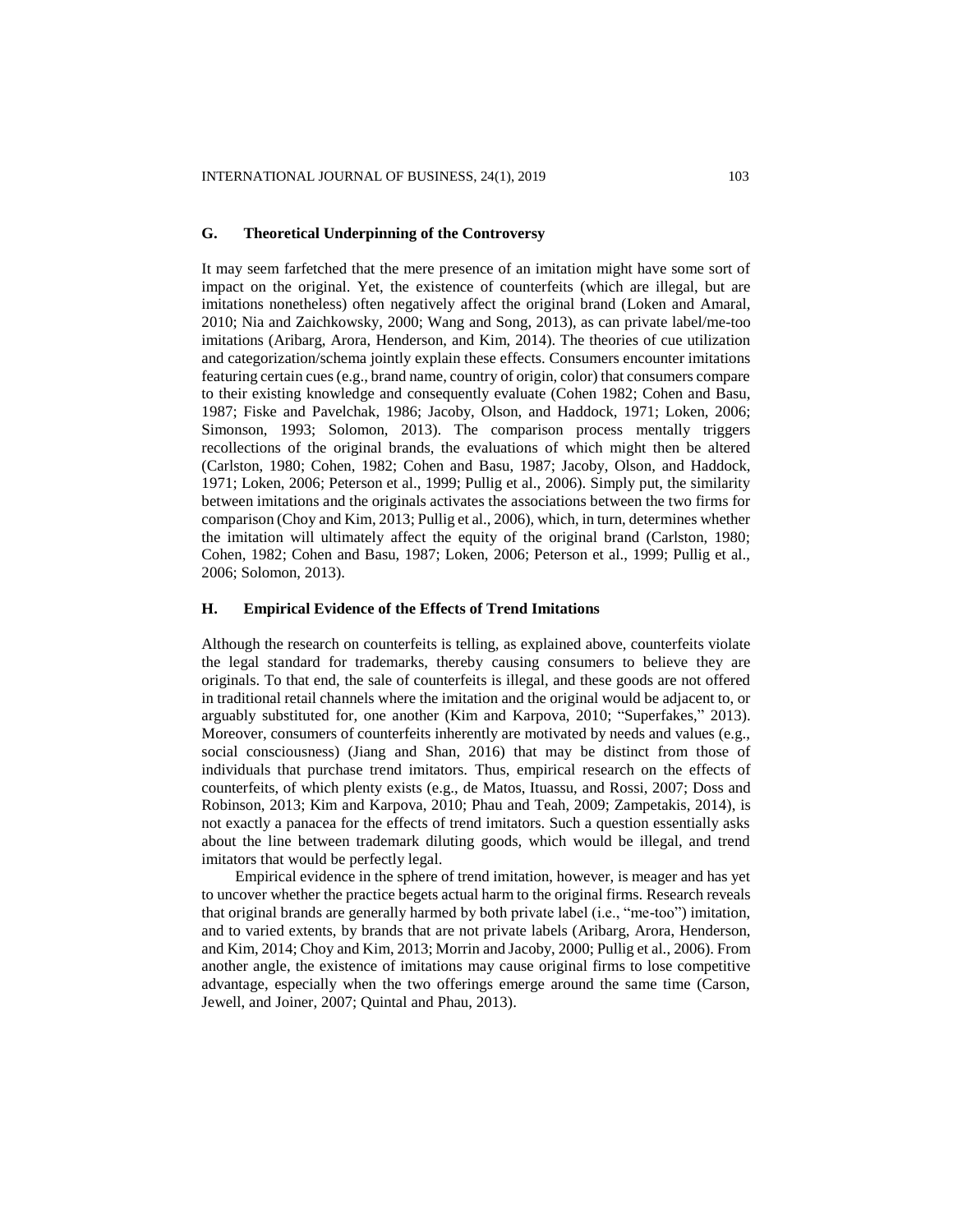## G. Theoretical Underpinning of the Controversy

It may seem farfetched that the mere presence of an imitation might have some sort of impact on the original. Yet, the existence of counterfeits (which are illegal, but are imitations nonetheless) often negatively affect the original brand (Loken and Amaral, 2010; Nia and Zaichkowsky, 2000; Wang and Song, 2013), as can private label/me-too imitations (Aribarg, Arora, Henderson, and Kim, 2014). The theories of cue utilization and categorization/schema jointly explain these effects. Consumers encounter imitations featuring certain cues (e.g., brand name, country of origin, color) that consumers compare to their existing knowledge and consequently evaluate (Cohen 1982; Cohen and Basu, 1987; Fiske and Pavelchak, 1986; Jacoby, Olson, and Haddock, 1971; Loken, 2006; Simonson, 1993; Solomon, 2013). The comparison process mentally triggers recollections of the original brands, the evaluations of which might then be altered (Carlston, 1980; Cohen, 1982; Cohen and Basu, 1987; Jacoby, Olson, and Haddock, 1971; Loken, 2006; Peterson et al., 1999; Pullig et al., 2006). Simply put, the similarity between imitations and the originals activates the associations between the two firms for comparison (Choy and Kim, 2013; Pullig et al., 2006), which, in turn, determines whether the imitation will ultimately affect the equity of the original brand (Carlston, 1980; Cohen, 1982; Cohen and Basu, 1987; Loken, 2006; Peterson et al., 1999; Pullig et al., 2006; Solomon, 2013).

## H. Empirical Evidence of the Effects of Trend Imitations

Although the research on counterfeits is telling, as explained above, counterfeits violate the legal standard for trademarks, thereby causing consumers to believe they are originals. To that end, the sale of counterfeits is illegal, and these goods are not offered in traditional retail channels where the imitation and the original would be adjacent to, or arguably substituted for, one another (Kim and Karpova, 2010; "Superfakes," 2013). Moreover, consumers of counterfeits inherently are motivated by needs and values (e.g., social consciousness) (Jiang and Shan, 2016) that may be distinct from those of individuals that purchase trend imitators. Thus, empirical research on the effects of counterfeits, of which plenty exists (e.g., de Matos, Ituassu, and Rossi, 2007; Doss and Robinson, 2013; Kim and Karpova, 2010; Phau and Teah, 2009; Zampetakis, 2014), is not exactly a panacea for the effects of trend imitators. Such a question essentially asks about the line between trademark diluting goods, which would be illegal, and trend imitators that would be perfectly legal.

Empirical evidence in the sphere of trend imitation, however, is meager and has yet to uncover whether the practice begets actual harm to the original firms. Research reveals that original brands are generally harmed by both private label (i.e., "me-too") imitation, and to varied extents, by brands that are not private labels (Aribarg, Arora, Henderson, and Kim, 2014; Choy and Kim, 2013; Morrin and Jacoby, 2000; Pullig et al., 2006). From another angle, the existence of imitations may cause original firms to lose competitive advantage, especially when the two offerings emerge around the same time (Carson, Jewell, and Joiner, 2007; Quintal and Phau, 2013).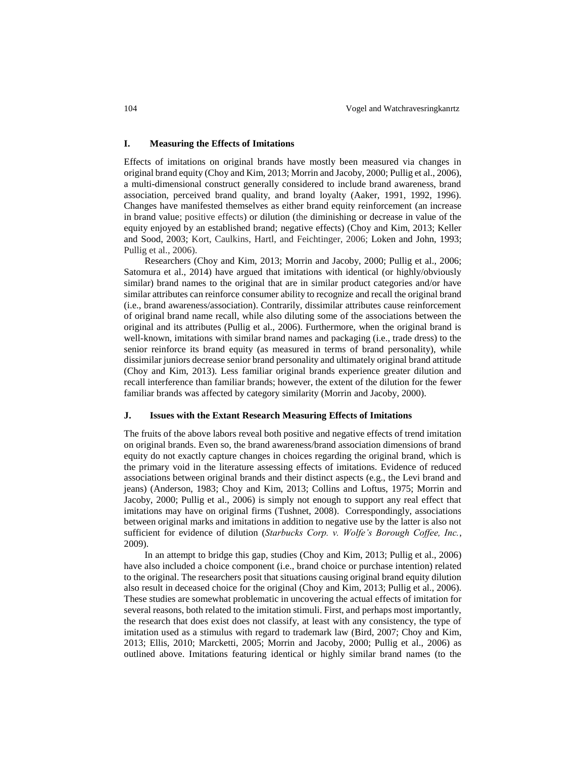## I. Measuring the Effects of Imitations

Effects of imitations on original brands have mostly been measured via changes in original brand equity (Choy and Kim, 2013; Morrin and Jacoby, 2000; Pullig et al., 2006), a multi-dimensional construct generally considered to include brand awareness, brand association, perceived brand quality, and brand loyalty (Aaker, 1991, 1992, 1996). Changes have manifested themselves as either brand equity reinforcement (an increase in brand value; positive effects) or dilution (the diminishing or decrease in value of the equity enjoyed by an established brand; negative effects) (Choy and Kim, 2013; Keller and Sood, 2003; Kort, Caulkins, Hartl, and Feichtinger, 2006; Loken and John, 1993; Pullig et al., 2006).

Researchers (Choy and Kim, 2013; Morrin and Jacoby, 2000; Pullig et al., 2006; Satomura et al., 2014) have argued that imitations with identical (or highly/obviously similar) brand names to the original that are in similar product categories and/or have similar attributes can reinforce consumer ability to recognize and recall the original brand (i.e., brand awareness/association). Contrarily, dissimilar attributes cause reinforcement of original brand name recall, while also diluting some of the associations between the original and its attributes (Pullig et al., 2006). Furthermore, when the original brand is well-known, imitations with similar brand names and packaging (i.e., trade dress) to the senior reinforce its brand equity (as measured in terms of brand personality), while dissimilar juniors decrease senior brand personality and ultimately original brand attitude (Choy and Kim, 2013). Less familiar original brands experience greater dilution and recall interference than familiar brands; however, the extent of the dilution for the fewer familiar brands was affected by category similarity (Morrin and Jacoby, 2000).

## J. Issues with the Extant Research Measuring Effects of Imitations

The fruits of the above labors reveal both positive and negative effects of trend imitation on original brands. Even so, the brand awareness/brand association dimensions of brand equity do not exactly capture changes in choices regarding the original brand, which is the primary void in the literature assessing effects of imitations. Evidence of reduced associations between original brands and their distinct aspects (e.g., the Levi brand and jeans) (Anderson, 1983; Choy and Kim, 2013; Collins and Loftus, 1975; Morrin and Jacoby, 2000; Pullig et al., 2006) is simply not enough to support any real effect that imitations may have on original firms (Tushnet, 2008). Correspondingly, associations between original marks and imitations in addition to negative use by the latter is also not sufficient for evidence of dilution (*Starbucks Corp. v. Wolfe's Borough Coffee, Inc.*, 2009).

In an attempt to bridge this gap, studies (Choy and Kim, 2013; Pullig et al., 2006) have also included a choice component (i.e., brand choice or purchase intention) related to the original. The researchers posit that situations causing original brand equity dilution also result in deceased choice for the original (Choy and Kim, 2013; Pullig et al., 2006). These studies are somewhat problematic in uncovering the actual effects of imitation for several reasons, both related to the imitation stimuli. First, and perhaps most importantly, the research that does exist does not classify, at least with any consistency, the type of imitation used as a stimulus with regard to trademark law (Bird, 2007; Choy and Kim, 2013; Ellis, 2010; Marcketti, 2005; Morrin and Jacoby, 2000; Pullig et al., 2006) as outlined above. Imitations featuring identical or highly similar brand names (to the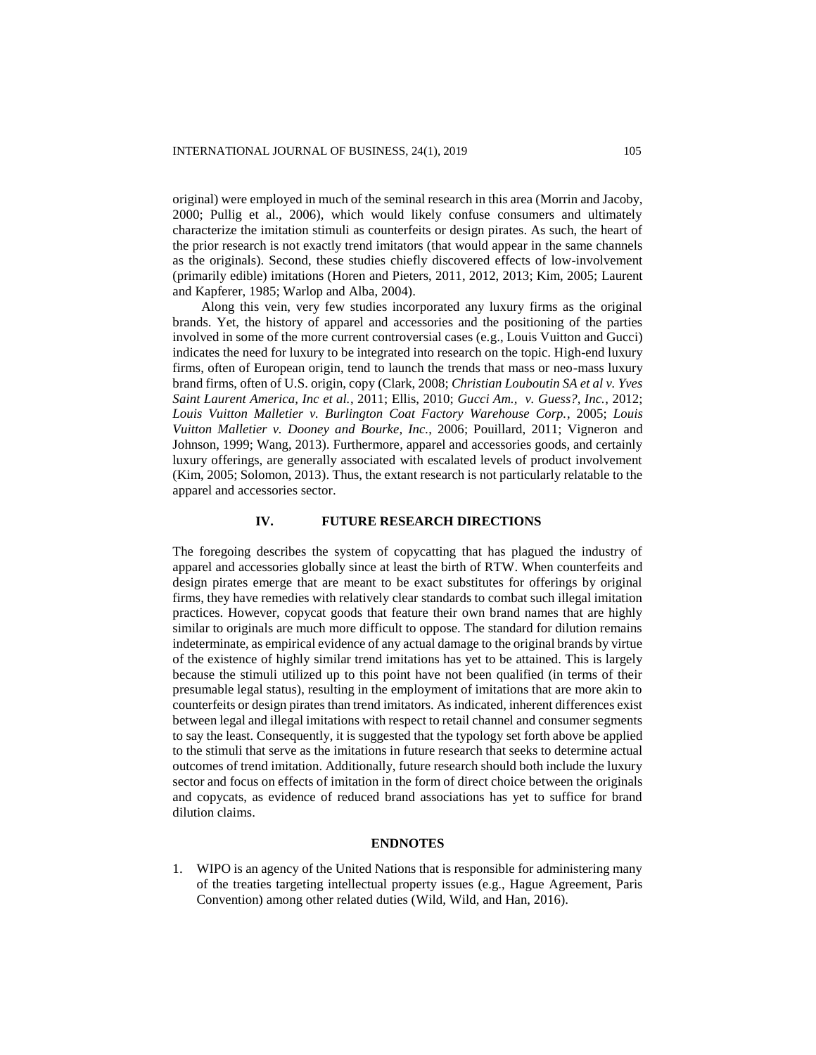original) were employed in much of the seminal research in this area (Morrin and Jacoby, 2000; Pullig et al., 2006), which would likely confuse consumers and ultimately characterize the imitation stimuli as counterfeits or design pirates. As such, the heart of the prior research is not exactly trend imitators (that would appear in the same channels as the originals). Second, these studies chiefly discovered effects of low-involvement (primarily edible) imitations (Horen and Pieters, 2011, 2012, 2013; Kim, 2005; Laurent and Kapferer, 1985; Warlop and Alba, 2004).

Along this vein, very few studies incorporated any luxury firms as the original brands. Yet, the history of apparel and accessories and the positioning of the parties involved in some of the more current controversial cases (e.g., Louis Vuitton and Gucci) indicates the need for luxury to be integrated into research on the topic. High-end luxury firms, often of European origin, tend to launch the trends that mass or neo-mass luxury brand firms, often of U.S. origin, copy (Clark, 2008; *Christian Louboutin SA et al v. Yves Saint Laurent America, Inc et al.*, 2011; Ellis, 2010; *Gucci Am., v. Guess?, Inc.*, 2012; *Louis Vuitton Malletier v. Burlington Coat Factory Warehouse Corp.*, 2005; *Louis Vuitton Malletier v. Dooney and Bourke, Inc.*, 2006; Pouillard, 2011; Vigneron and Johnson, 1999; Wang, 2013). Furthermore, apparel and accessories goods, and certainly luxury offerings, are generally associated with escalated levels of product involvement (Kim, 2005; Solomon, 2013). Thus, the extant research is not particularly relatable to the apparel and accessories sector.

## IV. FUTURE RESEARCH DIRECTIONS

The foregoing describes the system of copycatting that has plagued the industry of apparel and accessories globally since at least the birth of RTW. When counterfeits and design pirates emerge that are meant to be exact substitutes for offerings by original firms, they have remedies with relatively clear standards to combat such illegal imitation practices. However, copycat goods that feature their own brand names that are highly similar to originals are much more difficult to oppose. The standard for dilution remains indeterminate, as empirical evidence of any actual damage to the original brands by virtue of the existence of highly similar trend imitations has yet to be attained. This is largely because the stimuli utilized up to this point have not been qualified (in terms of their presumable legal status), resulting in the employment of imitations that are more akin to counterfeits or design pirates than trend imitators. As indicated, inherent differences exist between legal and illegal imitations with respect to retail channel and consumer segments to say the least. Consequently, it is suggested that the typology set forth above be applied to the stimuli that serve as the imitations in future research that seeks to determine actual outcomes of trend imitation. Additionally, future research should both include the luxury sector and focus on effects of imitation in the form of direct choice between the originals and copycats, as evidence of reduced brand associations has yet to suffice for brand dilution claims.

## ENDNOTES

1. WIPO is an agency of the United Nations that is responsible for administering many of the treaties targeting intellectual property issues (e.g., Hague Agreement, Paris Convention) among other related duties (Wild, Wild, and Han, 2016).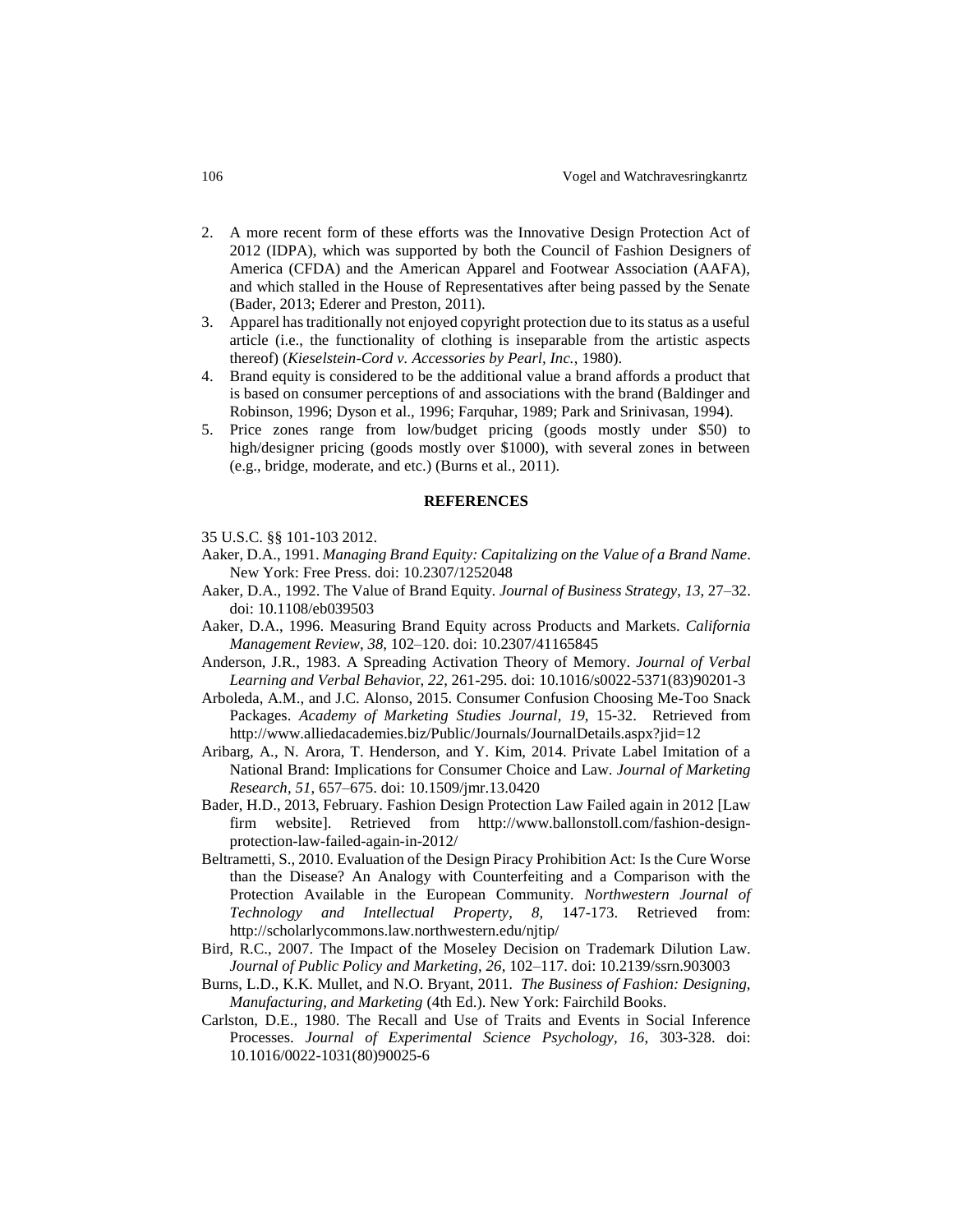2. A more recent form of these efforts was the Innovative Design Protection Act of 2012 (IDPA), which was supported by both the Council of Fashion Designers of America (CFDA) and the American Apparel and Footwear Association (AAFA), and which stalled in the House of Representatives after being passed by the Senate (Bader, 2013; Ederer and Preston, 2011).
3. Apparel has traditionally not enjoyed copyright protection due to its status as a useful article (i.e., the functionality of clothing is inseparable from the artistic aspects thereof) (*Kieselstein-Cord v. Accessories by Pearl, Inc.*, 1980).
4. Brand equity is considered to be the additional value a brand affords a product that is based on consumer perceptions of and associations with the brand (Baldinger and Robinson, 1996; Dyson et al., 1996; Farquhar, 1989; Park and Srinivasan, 1994).
5. Price zones range from low/budget pricing (goods mostly under $50) to high/designer pricing (goods mostly over $1000), with several zones in between (e.g., bridge, moderate, and etc.) (Burns et al., 2011).

## REFERENCES

35 U.S.C. §§ 101-103 2012.

Aaker, D.A., 1991. *Managing Brand Equity: Capitalizing on the Value of a Brand Name*. New York: Free Press. doi: 10.2307/1252048

Aaker, D.A., 1992. The Value of Brand Equity. *Journal of Business Strategy*, *13*, 27–32. doi: 10.1108/eb039503

Aaker, D.A., 1996. Measuring Brand Equity across Products and Markets. *California Management Review*, *38*, 102–120. doi: 10.2307/41165845

Anderson, J.R., 1983. A Spreading Activation Theory of Memory. *Journal of Verbal Learning and Verbal Behavior*, *22*, 261-295. doi: 10.1016/s0022-5371(83)90201-3

Arboleda, A.M., and J.C. Alonso, 2015. Consumer Confusion Choosing Me-Too Snack Packages. *Academy of Marketing Studies Journal*, *19*, 15-32. Retrieved from http://www.alliedacademies.biz/Public/Journals/JournalDetails.aspx?jid=12

Aribarg, A., N. Arora, T. Henderson, and Y. Kim, 2014. Private Label Imitation of a National Brand: Implications for Consumer Choice and Law. *Journal of Marketing Research*, *51*, 657–675. doi: 10.1509/jmr.13.0420

Bader, H.D., 2013, February. Fashion Design Protection Law Failed again in 2012 [Law firm website]. Retrieved from http://www.ballonstoll.com/fashion-design-protection-law-failed-again-in-2012/

Beltrametti, S., 2010. Evaluation of the Design Piracy Prohibition Act: Is the Cure Worse than the Disease? An Analogy with Counterfeiting and a Comparison with the Protection Available in the European Community. *Northwestern Journal of Technology and Intellectual Property*, *8*, 147-173. Retrieved from: http://scholarlycommons.law.northwestern.edu/njtip/

Bird, R.C., 2007. The Impact of the Moseley Decision on Trademark Dilution Law. *Journal of Public Policy and Marketing*, *26*, 102–117. doi: 10.2139/ssrn.903003

Burns, L.D., K.K. Mullet, and N.O. Bryant, 2011. *The Business of Fashion: Designing, Manufacturing, and Marketing* (4th Ed.). New York: Fairchild Books.

Carlston, D.E., 1980. The Recall and Use of Traits and Events in Social Inference Processes. *Journal of Experimental Science Psychology*, *16*, 303-328. doi: 10.1016/0022-1031(80)90025-6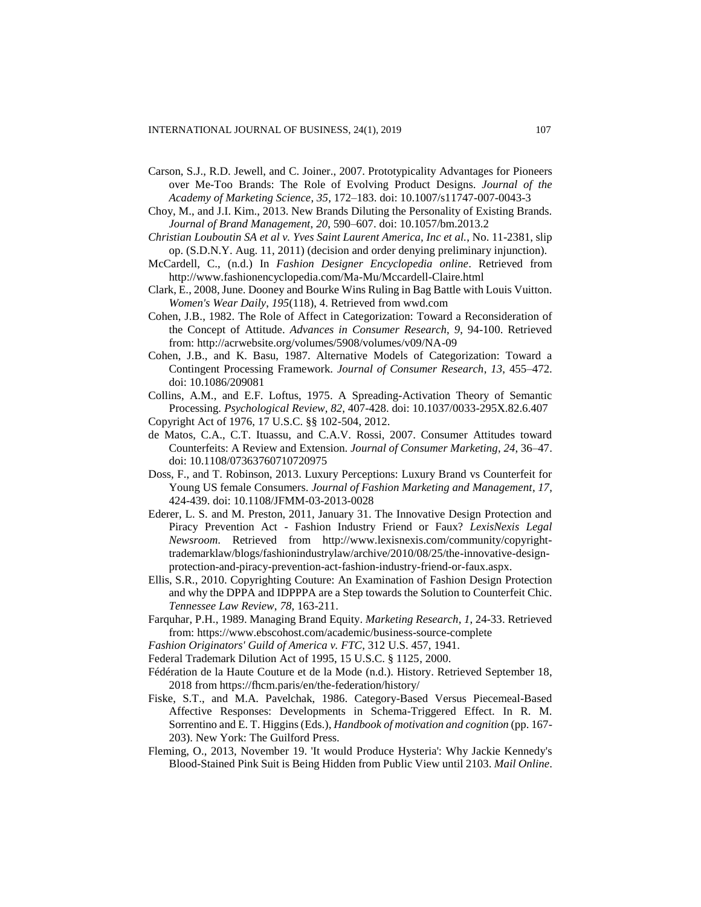Carson, S.J., R.D. Jewell, and C. Joiner., 2007. Prototypicality Advantages for Pioneers over Me-Too Brands: The Role of Evolving Product Designs. *Journal of the Academy of Marketing Science*, *35*, 172–183. doi: 10.1007/s11747-007-0043-3

Choy, M., and J.I. Kim., 2013. New Brands Diluting the Personality of Existing Brands. *Journal of Brand Management*, *20*, 590–607. doi: 10.1057/bm.2013.2

*Christian Louboutin SA et al v. Yves Saint Laurent America, Inc et al.*, No. 11-2381, slip op. (S.D.N.Y. Aug. 11, 2011) (decision and order denying preliminary injunction).

McCardell, C., (n.d.) In *Fashion Designer Encyclopedia online*. Retrieved from http://www.fashionencyclopedia.com/Ma-Mu/Mccardell-Claire.html

Clark, E., 2008, June. Dooney and Bourke Wins Ruling in Bag Battle with Louis Vuitton. *Women's Wear Daily*, *195*(118), 4. Retrieved from wwd.com

Cohen, J.B., 1982. The Role of Affect in Categorization: Toward a Reconsideration of the Concept of Attitude. *Advances in Consumer Research*, *9*, 94-100. Retrieved from: http://acrwebsite.org/volumes/5908/volumes/v09/NA-09

Cohen, J.B., and K. Basu, 1987. Alternative Models of Categorization: Toward a Contingent Processing Framework. *Journal of Consumer Research*, *13*, 455–472. doi: 10.1086/209081

Collins, A.M., and E.F. Loftus, 1975. A Spreading-Activation Theory of Semantic Processing. *Psychological Review*, *82*, 407-428. doi: 10.1037/0033-295X.82.6.407

Copyright Act of 1976, 17 U.S.C. §§ 102-504, 2012.

de Matos, C.A., C.T. Ituassu, and C.A.V. Rossi, 2007. Consumer Attitudes toward Counterfeits: A Review and Extension. *Journal of Consumer Marketing*, *24*, 36–47. doi: 10.1108/07363760710720975

Doss, F., and T. Robinson, 2013. Luxury Perceptions: Luxury Brand vs Counterfeit for Young US female Consumers. *Journal of Fashion Marketing and Management*, *17*, 424-439. doi: 10.1108/JFMM-03-2013-0028

Ederer, L. S. and M. Preston, 2011, January 31. The Innovative Design Protection and Piracy Prevention Act - Fashion Industry Friend or Faux? *LexisNexis Legal Newsroom*. Retrieved from http://www.lexisnexis.com/community/copyright-trademarklaw/blogs/fashionindustrylaw/archive/2010/08/25/the-innovative-design-protection-and-piracy-prevention-act-fashion-industry-friend-or-faux.aspx.

Ellis, S.R., 2010. Copyrighting Couture: An Examination of Fashion Design Protection and why the DPPA and IDPPPA are a Step towards the Solution to Counterfeit Chic. *Tennessee Law Review*, *78*, 163-211.

Farquhar, P.H., 1989. Managing Brand Equity. *Marketing Research*, *1*, 24-33. Retrieved from: https://www.ebscohost.com/academic/business-source-complete

*Fashion Originators' Guild of America v. FTC*, 312 U.S. 457, 1941.

Federal Trademark Dilution Act of 1995, 15 U.S.C. § 1125, 2000.

Fédération de la Haute Couture et de la Mode (n.d.). History. Retrieved September 18, 2018 from https://fhcm.paris/en/the-federation/history/

Fiske, S.T., and M.A. Pavelchak, 1986. Category-Based Versus Piecemeal-Based Affective Responses: Developments in Schema-Triggered Effect. In R. M. Sorrentino and E. T. Higgins (Eds.), *Handbook of motivation and cognition* (pp. 167-203). New York: The Guilford Press.

Fleming, O., 2013, November 19. 'It would Produce Hysteria': Why Jackie Kennedy's Blood-Stained Pink Suit is Being Hidden from Public View until 2103. *Mail Online*.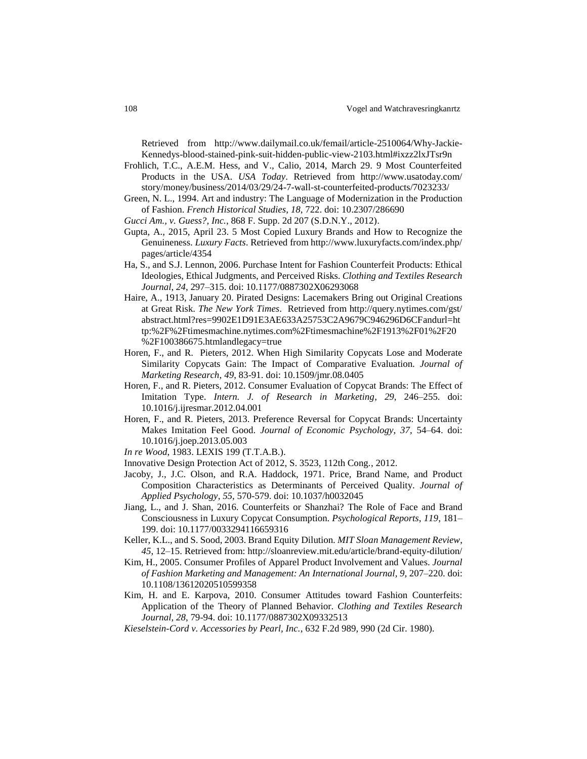Retrieved from http://www.dailymail.co.uk/femail/article-2510064/Why-Jackie-Kennedys-blood-stained-pink-suit-hidden-public-view-2103.html#ixzz2lxJTsr9n

Frohlich, T.C., A.E.M. Hess, and V., Calio, 2014, March 29. 9 Most Counterfeited Products in the USA. *USA Today*. Retrieved from http://www.usatoday.com/story/money/business/2014/03/29/24-7-wall-st-counterfeited-products/7023233/

Green, N. L., 1994. Art and industry: The Language of Modernization in the Production of Fashion. *French Historical Studies*, *18*, 722. doi: 10.2307/286690

*Gucci Am., v. Guess?, Inc.*, 868 F. Supp. 2d 207 (S.D.N.Y., 2012).

Gupta, A., 2015, April 23. 5 Most Copied Luxury Brands and How to Recognize the Genuineness. *Luxury Facts*. Retrieved from http://www.luxuryfacts.com/index.php/pages/article/4354

Ha, S., and S.J. Lennon, 2006. Purchase Intent for Fashion Counterfeit Products: Ethical Ideologies, Ethical Judgments, and Perceived Risks. *Clothing and Textiles Research Journal*, *24*, 297–315. doi: 10.1177/0887302X06293068

Haire, A., 1913, January 20. Pirated Designs: Lacemakers Bring out Original Creations at Great Risk. *The New York Times*. Retrieved from http://query.nytimes.com/gst/abstract.html?res=9902E1D91E3AE633A25753C2A9679C946296D6CFandurl=http:%2F%2Ftimesmachine.nytimes.com%2Ftimesmachine%2F1913%2F01%2F20%2F100386675.htmlandlegacy=true

Horen, F., and R. Pieters, 2012. When High Similarity Copycats Lose and Moderate Similarity Copycats Gain: The Impact of Comparative Evaluation. *Journal of Marketing Research*, *49*, 83-91. doi: 10.1509/jmr.08.0405

Horen, F., and R. Pieters, 2012. Consumer Evaluation of Copycat Brands: The Effect of Imitation Type. *Intern. J. of Research in Marketing*, *29*, 246–255. doi: 10.1016/j.ijresmar.2012.04.001

Horen, F., and R. Pieters, 2013. Preference Reversal for Copycat Brands: Uncertainty Makes Imitation Feel Good. *Journal of Economic Psychology*, *37*, 54–64. doi: 10.1016/j.joep.2013.05.003

*In re Wood*, 1983. LEXIS 199 (T.T.A.B.).

Innovative Design Protection Act of 2012, S. 3523, 112th Cong., 2012.

Jacoby, J., J.C. Olson, and R.A. Haddock, 1971. Price, Brand Name, and Product Composition Characteristics as Determinants of Perceived Quality. *Journal of Applied Psychology*, *55*, 570-579. doi: 10.1037/h0032045

Jiang, L., and J. Shan, 2016. Counterfeits or Shanzhai? The Role of Face and Brand Consciousness in Luxury Copycat Consumption. *Psychological Reports*, *119*, 181–199. doi: 10.1177/0033294116659316

Keller, K.L., and S. Sood, 2003. Brand Equity Dilution. *MIT Sloan Management Review*, *45*, 12–15. Retrieved from: http://sloanreview.mit.edu/article/brand-equity-dilution/

Kim, H., 2005. Consumer Profiles of Apparel Product Involvement and Values. *Journal of Fashion Marketing and Management: An International Journal*, *9*, 207–220. doi: 10.1108/13612020510599358

Kim, H. and E. Karpova, 2010. Consumer Attitudes toward Fashion Counterfeits: Application of the Theory of Planned Behavior. *Clothing and Textiles Research Journal*, *28*, 79-94. doi: 10.1177/0887302X09332513

*Kieselstein-Cord v. Accessories by Pearl, Inc.*, 632 F.2d 989, 990 (2d Cir. 1980).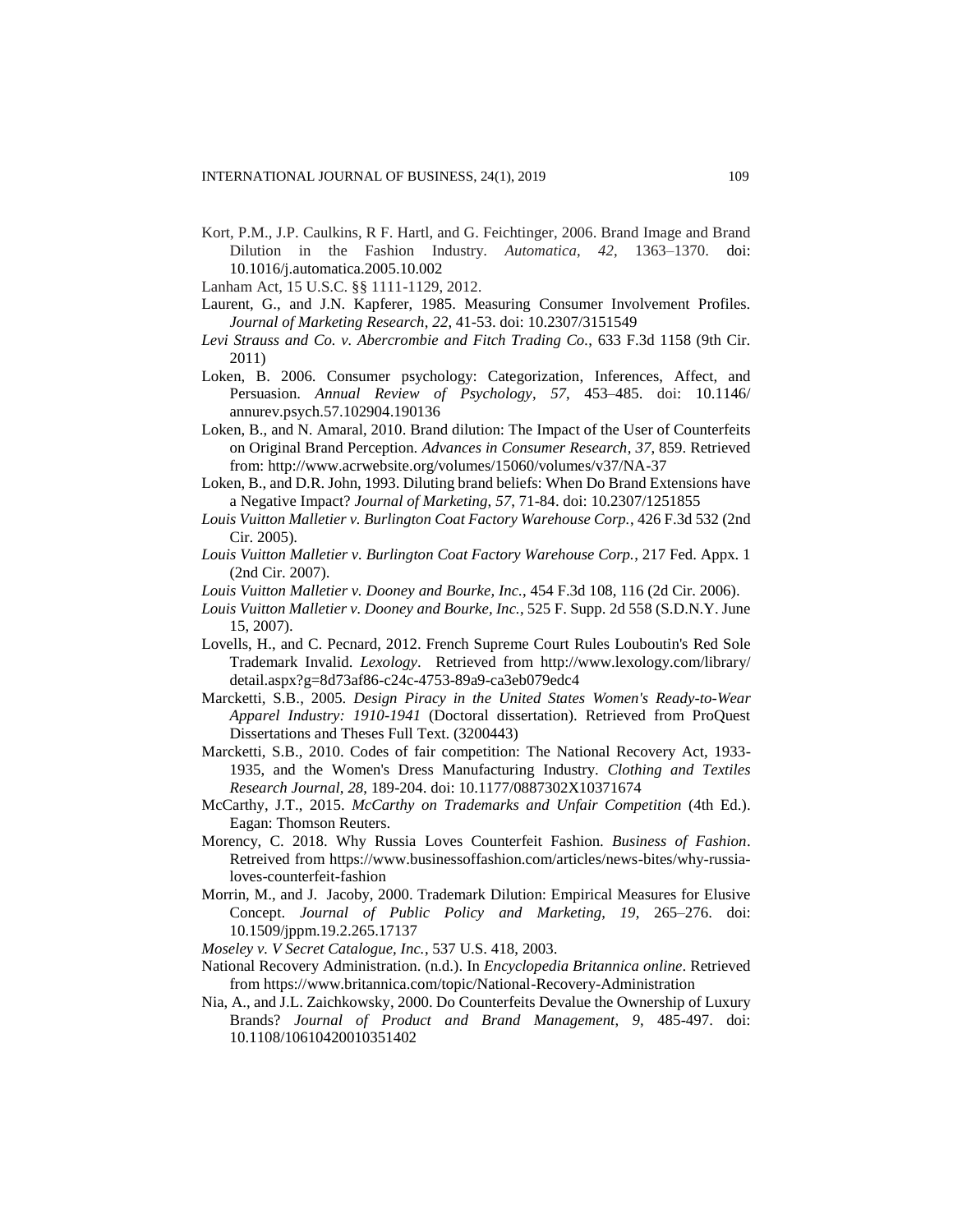Kort, P.M., J.P. Caulkins, R F. Hartl, and G. Feichtinger, 2006. Brand Image and Brand Dilution in the Fashion Industry. *Automatica*, *42*, 1363–1370. doi: 10.1016/j.automatica.2005.10.002

Lanham Act, 15 U.S.C. §§ 1111-1129, 2012.

Laurent, G., and J.N. Kapferer, 1985. Measuring Consumer Involvement Profiles. *Journal of Marketing Research*, *22*, 41-53. doi: 10.2307/3151549

*Levi Strauss and Co. v. Abercrombie and Fitch Trading Co.*, 633 F.3d 1158 (9th Cir. 2011)

Loken, B. 2006. Consumer psychology: Categorization, Inferences, Affect, and Persuasion. *Annual Review of Psychology*, *57*, 453–485. doi: 10.1146/ annurev.psych.57.102904.190136

Loken, B., and N. Amaral, 2010. Brand dilution: The Impact of the User of Counterfeits on Original Brand Perception. *Advances in Consumer Research*, *37*, 859. Retrieved from: http://www.acrwebsite.org/volumes/15060/volumes/v37/NA-37

Loken, B., and D.R. John, 1993. Diluting brand beliefs: When Do Brand Extensions have a Negative Impact? *Journal of Marketing*, *57*, 71-84. doi: 10.2307/1251855

*Louis Vuitton Malletier v. Burlington Coat Factory Warehouse Corp.*, 426 F.3d 532 (2nd Cir. 2005).

*Louis Vuitton Malletier v. Burlington Coat Factory Warehouse Corp.*, 217 Fed. Appx. 1 (2nd Cir. 2007).

*Louis Vuitton Malletier v. Dooney and Bourke, Inc.*, 454 F.3d 108, 116 (2d Cir. 2006).

*Louis Vuitton Malletier v. Dooney and Bourke, Inc.*, 525 F. Supp. 2d 558 (S.D.N.Y. June 15, 2007).

Lovells, H., and C. Pecnard, 2012. French Supreme Court Rules Louboutin's Red Sole Trademark Invalid. *Lexology*. Retrieved from http://www.lexology.com/library/ detail.aspx?g=8d73af86-c24c-4753-89a9-ca3eb079edc4

Marcketti, S.B., 2005. *Design Piracy in the United States Women's Ready-to-Wear Apparel Industry: 1910-1941* (Doctoral dissertation). Retrieved from ProQuest Dissertations and Theses Full Text. (3200443)

Marcketti, S.B., 2010. Codes of fair competition: The National Recovery Act, 1933-1935, and the Women's Dress Manufacturing Industry. *Clothing and Textiles Research Journal*, *28*, 189-204. doi: 10.1177/0887302X10371674

McCarthy, J.T., 2015. *McCarthy on Trademarks and Unfair Competition* (4th Ed.). Eagan: Thomson Reuters.

Morency, C. 2018. Why Russia Loves Counterfeit Fashion. *Business of Fashion*. Retreived from https://www.businessoffashion.com/articles/news-bites/why-russia-loves-counterfeit-fashion

Morrin, M., and J. Jacoby, 2000. Trademark Dilution: Empirical Measures for Elusive Concept. *Journal of Public Policy and Marketing*, *19*, 265–276. doi: 10.1509/jppm.19.2.265.17137

*Moseley v. V Secret Catalogue, Inc.*, 537 U.S. 418, 2003.

National Recovery Administration. (n.d.). In *Encyclopedia Britannica online*. Retrieved from https://www.britannica.com/topic/National-Recovery-Administration

Nia, A., and J.L. Zaichkowsky, 2000. Do Counterfeits Devalue the Ownership of Luxury Brands? *Journal of Product and Brand Management*, *9*, 485-497. doi: 10.1108/10610420010351402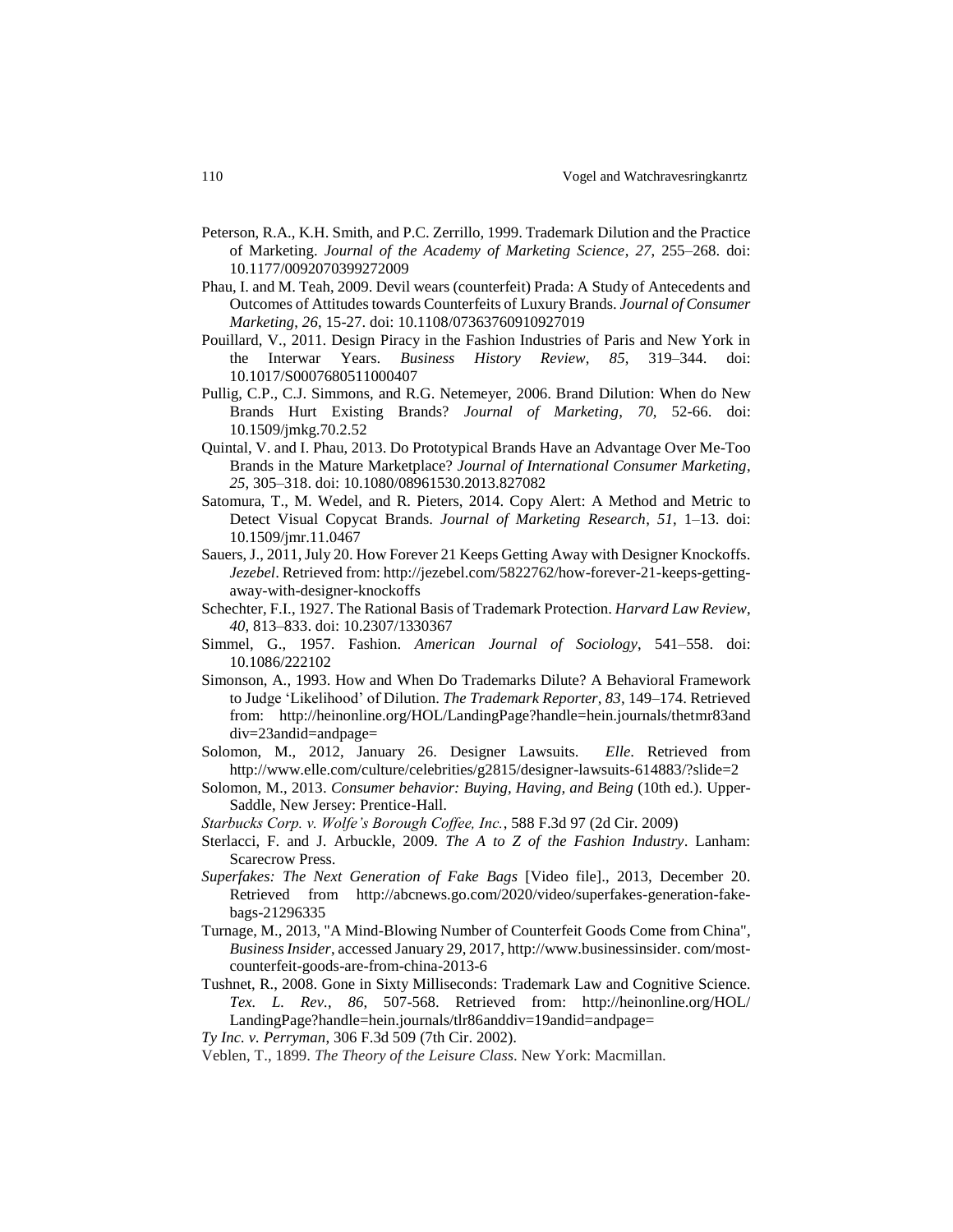Peterson, R.A., K.H. Smith, and P.C. Zerrillo, 1999. Trademark Dilution and the Practice of Marketing. *Journal of the Academy of Marketing Science*, *27*, 255–268. doi: 10.1177/0092070399272009

Phau, I. and M. Teah, 2009. Devil wears (counterfeit) Prada: A Study of Antecedents and Outcomes of Attitudes towards Counterfeits of Luxury Brands. *Journal of Consumer Marketing*, *26*, 15-27. doi: 10.1108/07363760910927019

Pouillard, V., 2011. Design Piracy in the Fashion Industries of Paris and New York in the Interwar Years. *Business History Review*, *85*, 319–344. doi: 10.1017/S0007680511000407

Pullig, C.P., C.J. Simmons, and R.G. Netemeyer, 2006. Brand Dilution: When do New Brands Hurt Existing Brands? *Journal of Marketing*, *70*, 52-66. doi: 10.1509/jmkg.70.2.52

Quintal, V. and I. Phau, 2013. Do Prototypical Brands Have an Advantage Over Me-Too Brands in the Mature Marketplace? *Journal of International Consumer Marketing*, *25*, 305–318. doi: 10.1080/08961530.2013.827082

Satomura, T., M. Wedel, and R. Pieters, 2014. Copy Alert: A Method and Metric to Detect Visual Copycat Brands. *Journal of Marketing Research*, *51*, 1–13. doi: 10.1509/jmr.11.0467

Sauers, J., 2011, July 20. How Forever 21 Keeps Getting Away with Designer Knockoffs. *Jezebel*. Retrieved from: http://jezebel.com/5822762/how-forever-21-keeps-getting-away-with-designer-knockoffs

Schechter, F.I., 1927. The Rational Basis of Trademark Protection. *Harvard Law Review*, *40*, 813–833. doi: 10.2307/1330367

Simmel, G., 1957. Fashion. *American Journal of Sociology*, 541–558. doi: 10.1086/222102

Simonson, A., 1993. How and When Do Trademarks Dilute? A Behavioral Framework to Judge 'Likelihood' of Dilution. *The Trademark Reporter*, *83*, 149–174. Retrieved from: http://heinonline.org/HOL/LandingPage?handle=hein.journals/thetmr83and div=23andid=andpage=

Solomon, M., 2012, January 26. Designer Lawsuits. *Elle*. Retrieved from http://www.elle.com/culture/celebrities/g2815/designer-lawsuits-614883/?slide=2

Solomon, M., 2013. *Consumer behavior: Buying, Having, and Being* (10th ed.). Upper-Saddle, New Jersey: Prentice-Hall.

*Starbucks Corp. v. Wolfe's Borough Coffee, Inc.*, 588 F.3d 97 (2d Cir. 2009)

Sterlacci, F. and J. Arbuckle, 2009. *The A to Z of the Fashion Industry*. Lanham: Scarecrow Press.

*Superfakes: The Next Generation of Fake Bags* [Video file]., 2013, December 20. Retrieved from http://abcnews.go.com/2020/video/superfakes-generation-fake-bags-21296335

Turnage, M., 2013, "A Mind-Blowing Number of Counterfeit Goods Come from China", *Business Insider*, accessed January 29, 2017, http://www.businessinsider. com/most-counterfeit-goods-are-from-china-2013-6

Tushnet, R., 2008. Gone in Sixty Milliseconds: Trademark Law and Cognitive Science. *Tex. L. Rev.*, *86*, 507-568. Retrieved from: http://heinonline.org/HOL/ LandingPage?handle=hein.journals/tlr86anddiv=19andid=andpage=

*Ty Inc. v. Perryman*, 306 F.3d 509 (7th Cir. 2002).

Veblen, T., 1899. *The Theory of the Leisure Class*. New York: Macmillan.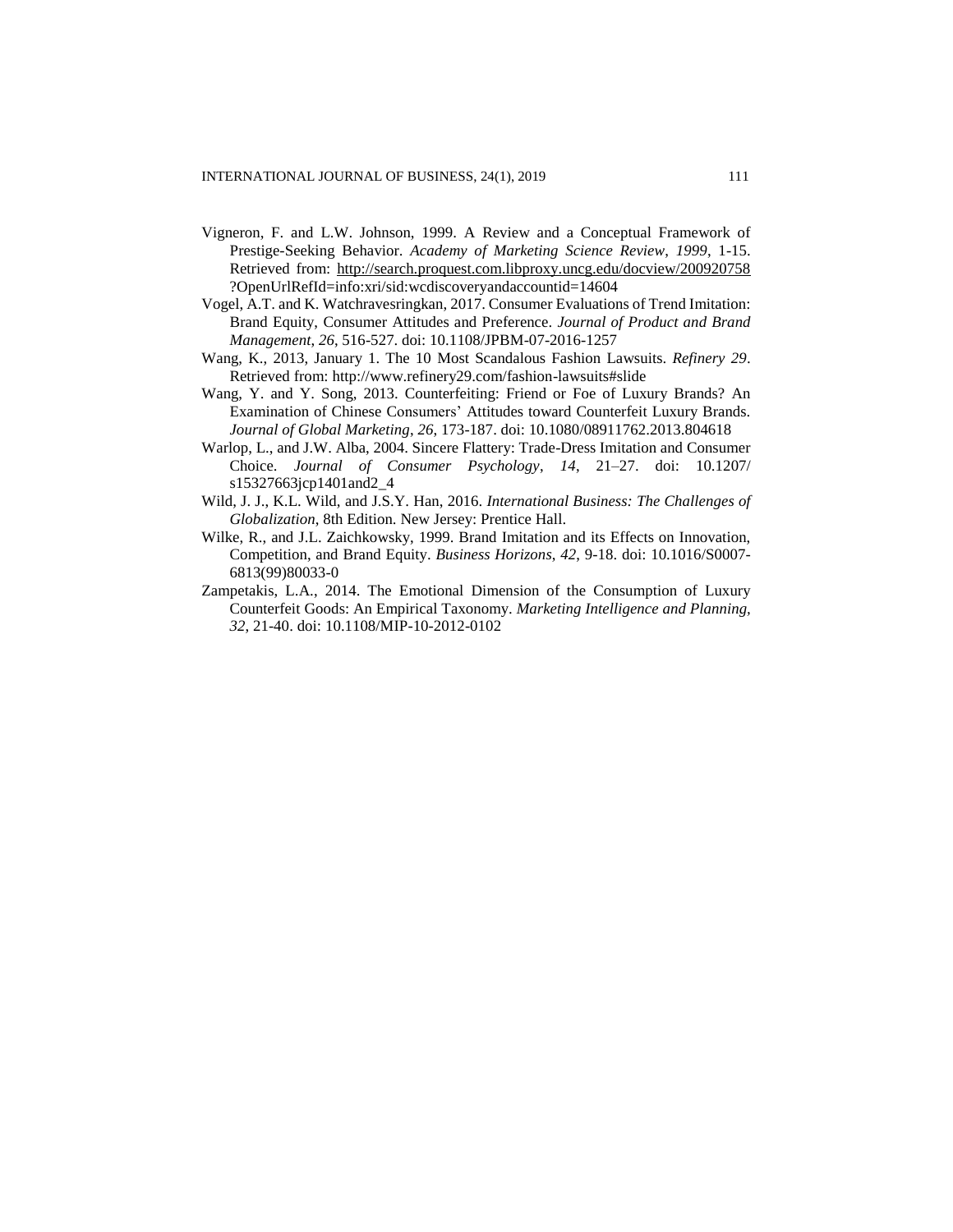Vigneron, F. and L.W. Johnson, 1999. A Review and a Conceptual Framework of Prestige-Seeking Behavior. *Academy of Marketing Science Review*, *1999*, 1-15. Retrieved from: http://search.proquest.com.libproxy.uncg.edu/docview/200920758?OpenUrlRefId=info:xri/sid:wcdiscoveryandaccountid=14604

Vogel, A.T. and K. Watchravesringkan, 2017. Consumer Evaluations of Trend Imitation: Brand Equity, Consumer Attitudes and Preference. *Journal of Product and Brand Management*, *26*, 516-527. doi: 10.1108/JPBM-07-2016-1257

Wang, K., 2013, January 1. The 10 Most Scandalous Fashion Lawsuits. *Refinery 29*. Retrieved from: http://www.refinery29.com/fashion-lawsuits#slide

Wang, Y. and Y. Song, 2013. Counterfeiting: Friend or Foe of Luxury Brands? An Examination of Chinese Consumers' Attitudes toward Counterfeit Luxury Brands. *Journal of Global Marketing*, *26*, 173-187. doi: 10.1080/08911762.2013.804618

Warlop, L., and J.W. Alba, 2004. Sincere Flattery: Trade-Dress Imitation and Consumer Choice. *Journal of Consumer Psychology*, *14*, 21–27. doi: 10.1207/s15327663jcp1401and2_4

Wild, J. J., K.L. Wild, and J.S.Y. Han, 2016. *International Business: The Challenges of Globalization*, 8th Edition. New Jersey: Prentice Hall.

Wilke, R., and J.L. Zaichkowsky, 1999. Brand Imitation and its Effects on Innovation, Competition, and Brand Equity. *Business Horizons*, *42*, 9-18. doi: 10.1016/S0007-6813(99)80033-0

Zampetakis, L.A., 2014. The Emotional Dimension of the Consumption of Luxury Counterfeit Goods: An Empirical Taxonomy. *Marketing Intelligence and Planning, 32*, 21-40. doi: 10.1108/MIP-10-2012-0102